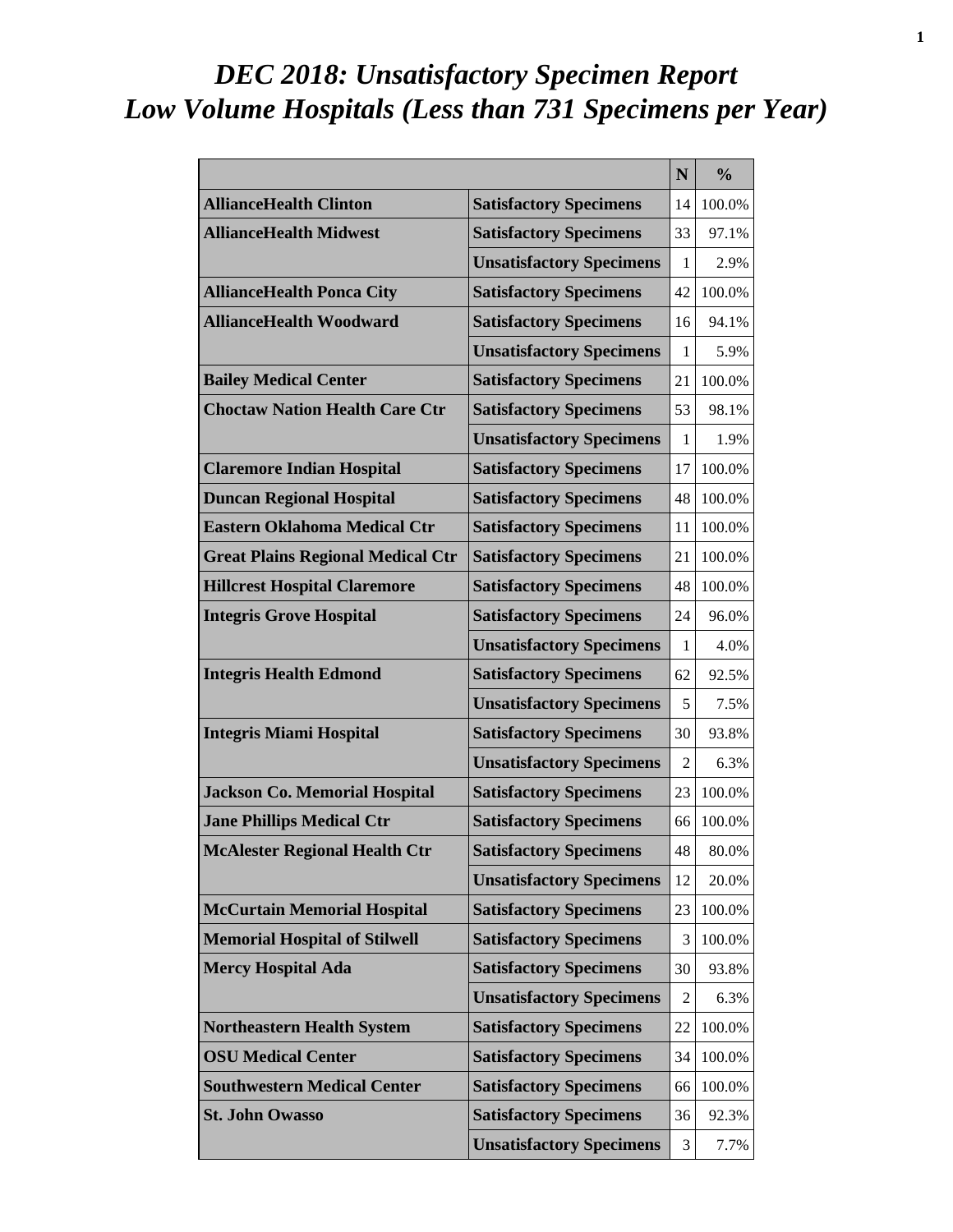# *DEC 2018: Unsatisfactory Specimen Report*
# *Low Volume Hospitals (Less than 731 Specimens per Year)*

| | | N | % |
|---|---|---|---|
| **AllianceHealth Clinton** | **Satisfactory Specimens** | 14 | 100.0% |
| **AllianceHealth Midwest** | **Satisfactory Specimens** | 33 | 97.1% |
| | **Unsatisfactory Specimens** | 1 | 2.9% |
| **AllianceHealth Ponca City** | **Satisfactory Specimens** | 42 | 100.0% |
| **AllianceHealth Woodward** | **Satisfactory Specimens** | 16 | 94.1% |
| | **Unsatisfactory Specimens** | 1 | 5.9% |
| **Bailey Medical Center** | **Satisfactory Specimens** | 21 | 100.0% |
| **Choctaw Nation Health Care Ctr** | **Satisfactory Specimens** | 53 | 98.1% |
| | **Unsatisfactory Specimens** | 1 | 1.9% |
| **Claremore Indian Hospital** | **Satisfactory Specimens** | 17 | 100.0% |
| **Duncan Regional Hospital** | **Satisfactory Specimens** | 48 | 100.0% |
| **Eastern Oklahoma Medical Ctr** | **Satisfactory Specimens** | 11 | 100.0% |
| **Great Plains Regional Medical Ctr** | **Satisfactory Specimens** | 21 | 100.0% |
| **Hillcrest Hospital Claremore** | **Satisfactory Specimens** | 48 | 100.0% |
| **Integris Grove Hospital** | **Satisfactory Specimens** | 24 | 96.0% |
| | **Unsatisfactory Specimens** | 1 | 4.0% |
| **Integris Health Edmond** | **Satisfactory Specimens** | 62 | 92.5% |
| | **Unsatisfactory Specimens** | 5 | 7.5% |
| **Integris Miami Hospital** | **Satisfactory Specimens** | 30 | 93.8% |
| | **Unsatisfactory Specimens** | 2 | 6.3% |
| **Jackson Co. Memorial Hospital** | **Satisfactory Specimens** | 23 | 100.0% |
| **Jane Phillips Medical Ctr** | **Satisfactory Specimens** | 66 | 100.0% |
| **McAlester Regional Health Ctr** | **Satisfactory Specimens** | 48 | 80.0% |
| | **Unsatisfactory Specimens** | 12 | 20.0% |
| **McCurtain Memorial Hospital** | **Satisfactory Specimens** | 23 | 100.0% |
| **Memorial Hospital of Stilwell** | **Satisfactory Specimens** | 3 | 100.0% |
| **Mercy Hospital Ada** | **Satisfactory Specimens** | 30 | 93.8% |
| | **Unsatisfactory Specimens** | 2 | 6.3% |
| **Northeastern Health System** | **Satisfactory Specimens** | 22 | 100.0% |
| **OSU Medical Center** | **Satisfactory Specimens** | 34 | 100.0% |
| **Southwestern Medical Center** | **Satisfactory Specimens** | 66 | 100.0% |
| **St. John Owasso** | **Satisfactory Specimens** | 36 | 92.3% |
| | **Unsatisfactory Specimens** | 3 | 7.7% |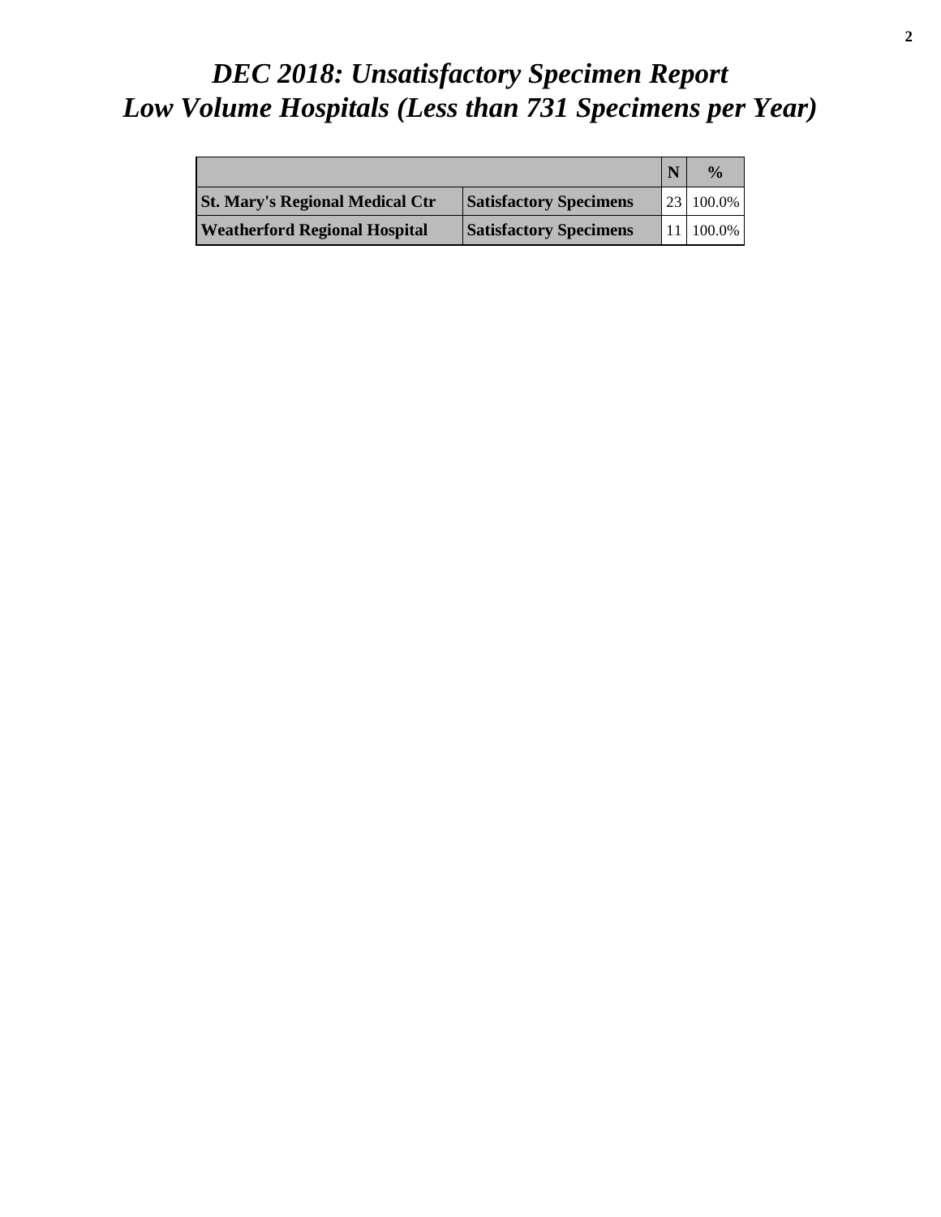# *DEC 2018: Unsatisfactory Specimen Report*
# *Low Volume Hospitals (Less than 731 Specimens per Year)*

| | | N | % |
|---|---|---|---|
| **St. Mary's Regional Medical Ctr** | **Satisfactory Specimens** | 23 | 100.0% |
| **Weatherford Regional Hospital** | **Satisfactory Specimens** | 11 | 100.0% |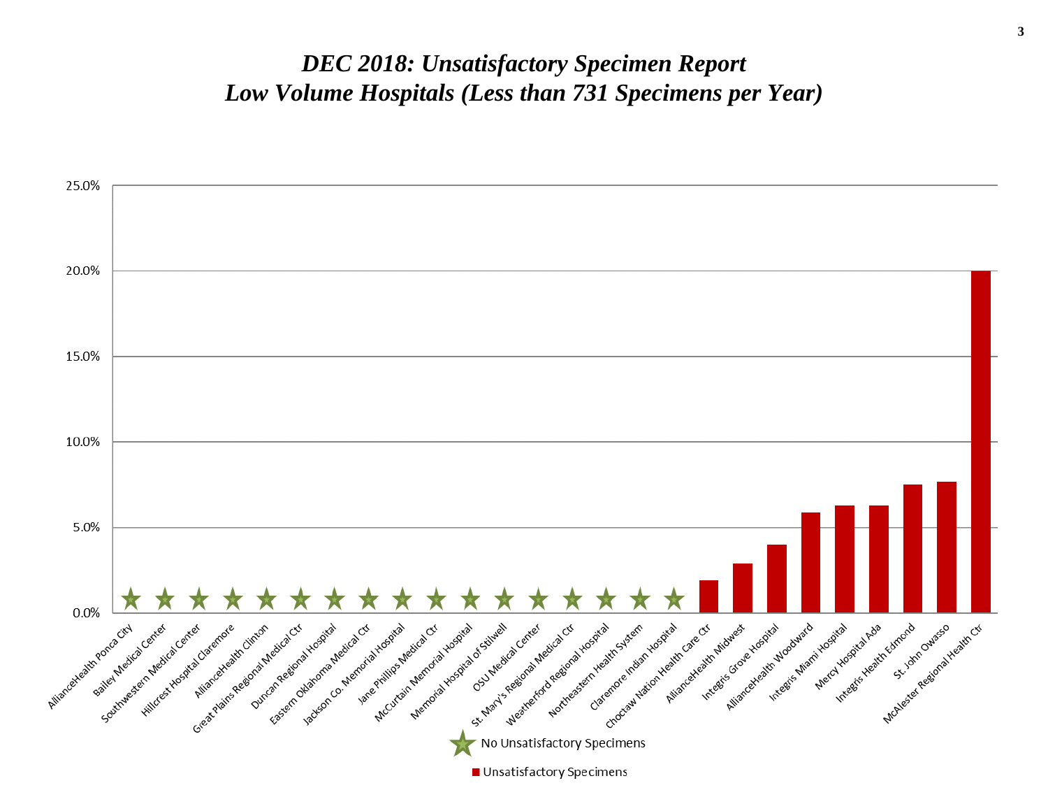# *DEC 2018: Unsatisfactory Specimen Report*
# *Low Volume Hospitals (Less than 731 Specimens per Year)*

25.0%

20.0%

15.0%

10.0%

5.0%

0.0%

AllianceHealth Ponca City
Bailey Medical Center
Southwestern Medical Center
Hillcrest Hospital Claremore
AllianceHealth Clinton
Great Plains Regional Medical Ctr
Duncan Regional Hospital
Eastern Oklahoma Medical Ctr
Jackson Co. Memorial Hospital
Jane Phillips Medical Ctr
McCurtain Memorial Hospital
Memorial Hospital of Stilwell
OSU Medical Center
St. Mary's Regional Medical Ctr
Weatherford Regional Hospital
Northeastern Health System
Claremore Indian Hospital
Choctaw Nation Health Care Ctr
AllianceHealth Midwest
Integris Grove Hospital
AllianceHealth Woodward
Integris Miami Hospital
Mercy Hospital Ada
Integris Health Edmond
St. John Owasso
McAlester Regional Health Ctr

No Unsatisfactory Specimens

Unsatisfactory Specimens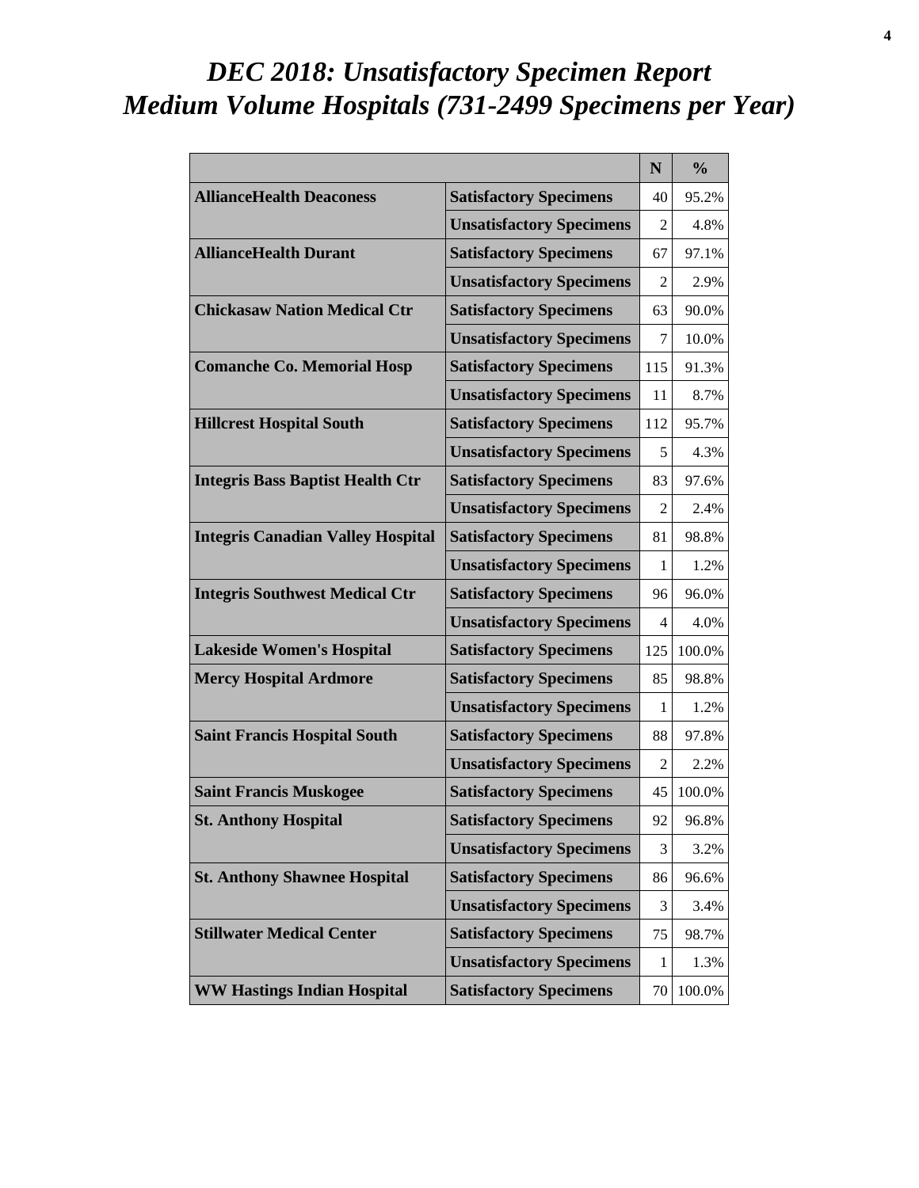# *DEC 2018: Unsatisfactory Specimen Report*
# *Medium Volume Hospitals (731-2499 Specimens per Year)*

| | | N | % |
|---|---|---|---|
| **AllianceHealth Deaconess** | **Satisfactory Specimens** | 40 | 95.2% |
| | **Unsatisfactory Specimens** | 2 | 4.8% |
| **AllianceHealth Durant** | **Satisfactory Specimens** | 67 | 97.1% |
| | **Unsatisfactory Specimens** | 2 | 2.9% |
| **Chickasaw Nation Medical Ctr** | **Satisfactory Specimens** | 63 | 90.0% |
| | **Unsatisfactory Specimens** | 7 | 10.0% |
| **Comanche Co. Memorial Hosp** | **Satisfactory Specimens** | 115 | 91.3% |
| | **Unsatisfactory Specimens** | 11 | 8.7% |
| **Hillcrest Hospital South** | **Satisfactory Specimens** | 112 | 95.7% |
| | **Unsatisfactory Specimens** | 5 | 4.3% |
| **Integris Bass Baptist Health Ctr** | **Satisfactory Specimens** | 83 | 97.6% |
| | **Unsatisfactory Specimens** | 2 | 2.4% |
| **Integris Canadian Valley Hospital** | **Satisfactory Specimens** | 81 | 98.8% |
| | **Unsatisfactory Specimens** | 1 | 1.2% |
| **Integris Southwest Medical Ctr** | **Satisfactory Specimens** | 96 | 96.0% |
| | **Unsatisfactory Specimens** | 4 | 4.0% |
| **Lakeside Women's Hospital** | **Satisfactory Specimens** | 125 | 100.0% |
| **Mercy Hospital Ardmore** | **Satisfactory Specimens** | 85 | 98.8% |
| | **Unsatisfactory Specimens** | 1 | 1.2% |
| **Saint Francis Hospital South** | **Satisfactory Specimens** | 88 | 97.8% |
| | **Unsatisfactory Specimens** | 2 | 2.2% |
| **Saint Francis Muskogee** | **Satisfactory Specimens** | 45 | 100.0% |
| **St. Anthony Hospital** | **Satisfactory Specimens** | 92 | 96.8% |
| | **Unsatisfactory Specimens** | 3 | 3.2% |
| **St. Anthony Shawnee Hospital** | **Satisfactory Specimens** | 86 | 96.6% |
| | **Unsatisfactory Specimens** | 3 | 3.4% |
| **Stillwater Medical Center** | **Satisfactory Specimens** | 75 | 98.7% |
| | **Unsatisfactory Specimens** | 1 | 1.3% |
| **WW Hastings Indian Hospital** | **Satisfactory Specimens** | 70 | 100.0% |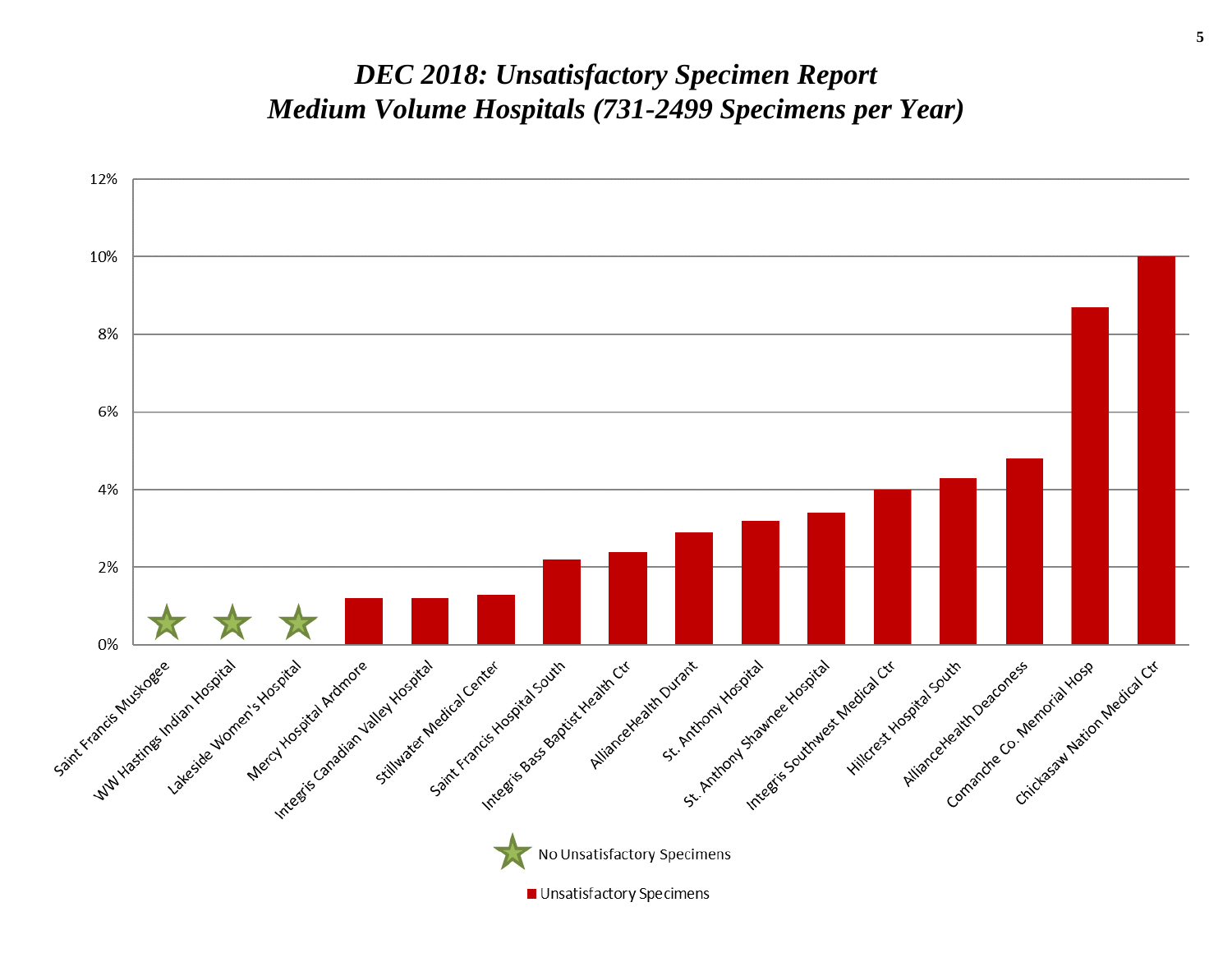# *DEC 2018: Unsatisfactory Specimen Report*
# *Medium Volume Hospitals (731-2499 Specimens per Year)*

| Hospital | Unsatisfactory Specimens |
|---|---|
| Saint Francis Muskogee | ★ No Unsatisfactory Specimens |
| WW Hastings Indian Hospital | ★ No Unsatisfactory Specimens |
| Lakeside Women's Hospital | ★ No Unsatisfactory Specimens |
| Mercy Hospital Ardmore | 1.2% |
| Integris Canadian Valley Hospital | 1.2% |
| Stillwater Medical Center | 1.3% |
| Saint Francis Hospital South | 2.2% |
| Integris Bass Baptist Health Ctr | 2.4% |
| AllianceHealth Durant | 2.9% |
| St. Anthony Hospital | 3.2% |
| St. Anthony Shawnee Hospital | 3.4% |
| Integris Southwest Medical Ctr | 4.0% |
| Hillcrest Hospital South | 4.3% |
| AllianceHealth Deaconess | 4.8% |
| Comanche Co. Memorial Hosp | 8.7% |
| Chickasaw Nation Medical Ctr | 10.0% |

★ No Unsatisfactory Specimens

■ Unsatisfactory Specimens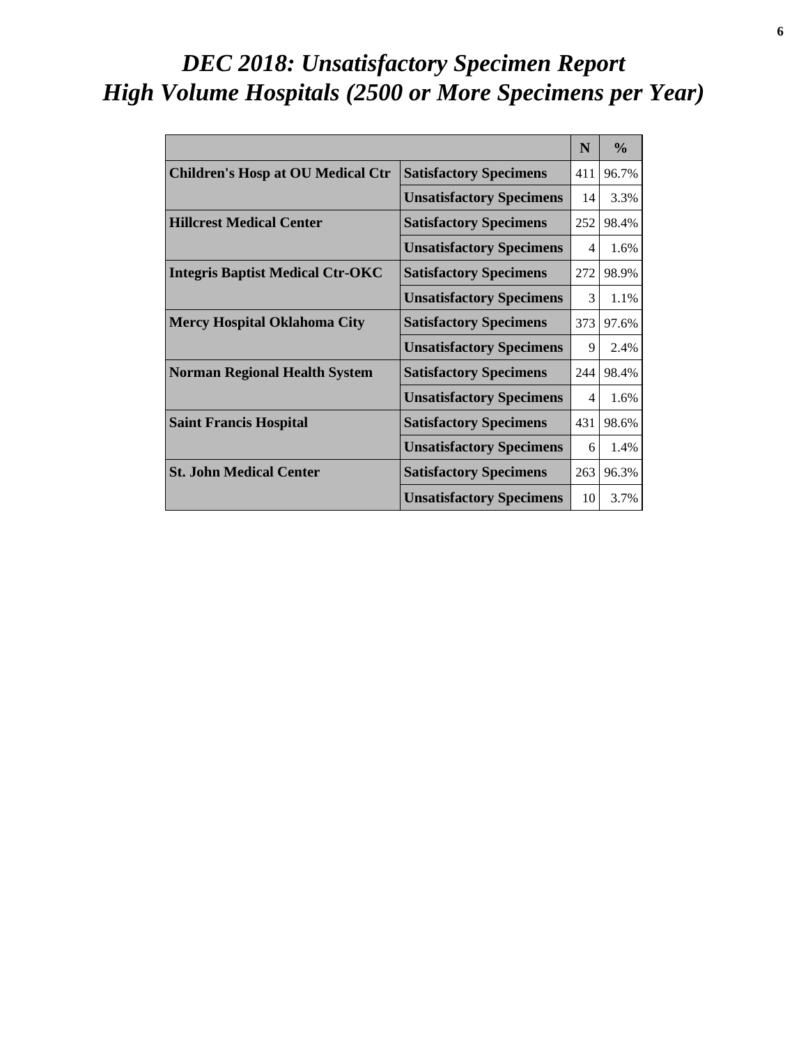# *DEC 2018: Unsatisfactory Specimen Report*
# *High Volume Hospitals (2500 or More Specimens per Year)*

| | | N | % |
|---|---|---|---|
| **Children's Hosp at OU Medical Ctr** | **Satisfactory Specimens** | 411 | 96.7% |
| | **Unsatisfactory Specimens** | 14 | 3.3% |
| **Hillcrest Medical Center** | **Satisfactory Specimens** | 252 | 98.4% |
| | **Unsatisfactory Specimens** | 4 | 1.6% |
| **Integris Baptist Medical Ctr-OKC** | **Satisfactory Specimens** | 272 | 98.9% |
| | **Unsatisfactory Specimens** | 3 | 1.1% |
| **Mercy Hospital Oklahoma City** | **Satisfactory Specimens** | 373 | 97.6% |
| | **Unsatisfactory Specimens** | 9 | 2.4% |
| **Norman Regional Health System** | **Satisfactory Specimens** | 244 | 98.4% |
| | **Unsatisfactory Specimens** | 4 | 1.6% |
| **Saint Francis Hospital** | **Satisfactory Specimens** | 431 | 98.6% |
| | **Unsatisfactory Specimens** | 6 | 1.4% |
| **St. John Medical Center** | **Satisfactory Specimens** | 263 | 96.3% |
| | **Unsatisfactory Specimens** | 10 | 3.7% |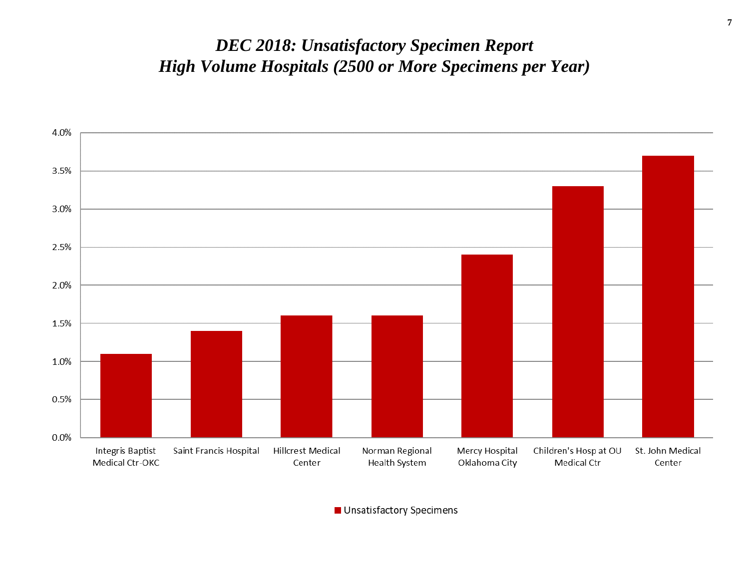# *DEC 2018: Unsatisfactory Specimen Report*
# *High Volume Hospitals (2500 or More Specimens per Year)*

4.0%
3.5%
3.0%
2.5%
2.0%
1.5%
1.0%
0.5%
0.0%

Integris Baptist Medical Ctr-OKC
Saint Francis Hospital
Hillcrest Medical Center
Norman Regional Health System
Mercy Hospital Oklahoma City
Children's Hosp at OU Medical Ctr
St. John Medical Center

Unsatisfactory Specimens